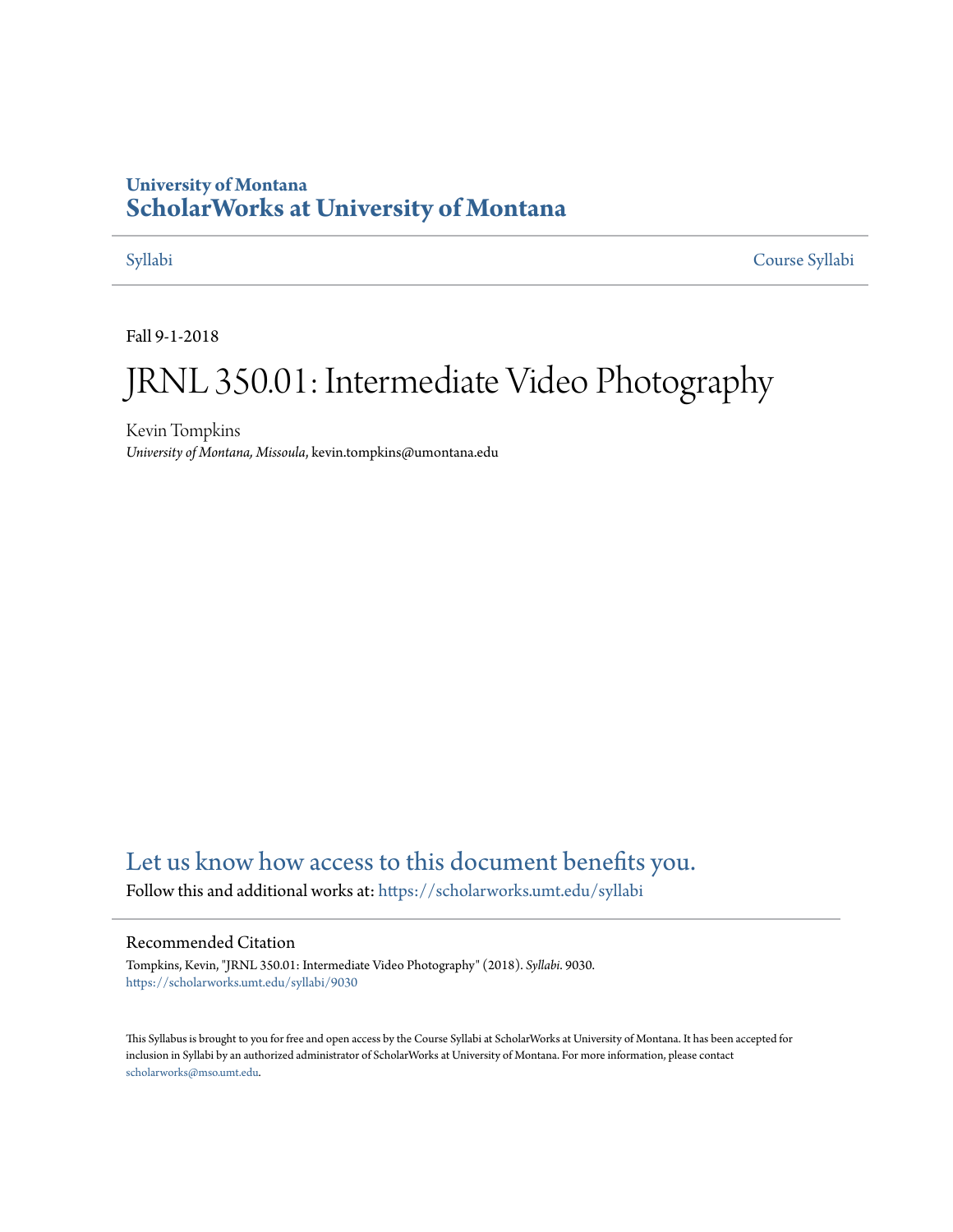University of Montana

# ScholarWorks at University of Montana

Syllabi | Course Syllabi

Fall 9-1-2018

# JRNL 350.01: Intermediate Video Photography

Kevin Tompkins
*University of Montana, Missoula*, kevin.tompkins@umontana.edu

Let us know how access to this document benefits you.

Follow this and additional works at: https://scholarworks.umt.edu/syllabi

## Recommended Citation

Tompkins, Kevin, "JRNL 350.01: Intermediate Video Photography" (2018). *Syllabi*. 9030.
https://scholarworks.umt.edu/syllabi/9030

This Syllabus is brought to you for free and open access by the Course Syllabi at ScholarWorks at University of Montana. It has been accepted for inclusion in Syllabi by an authorized administrator of ScholarWorks at University of Montana. For more information, please contact scholarworks@mso.umt.edu.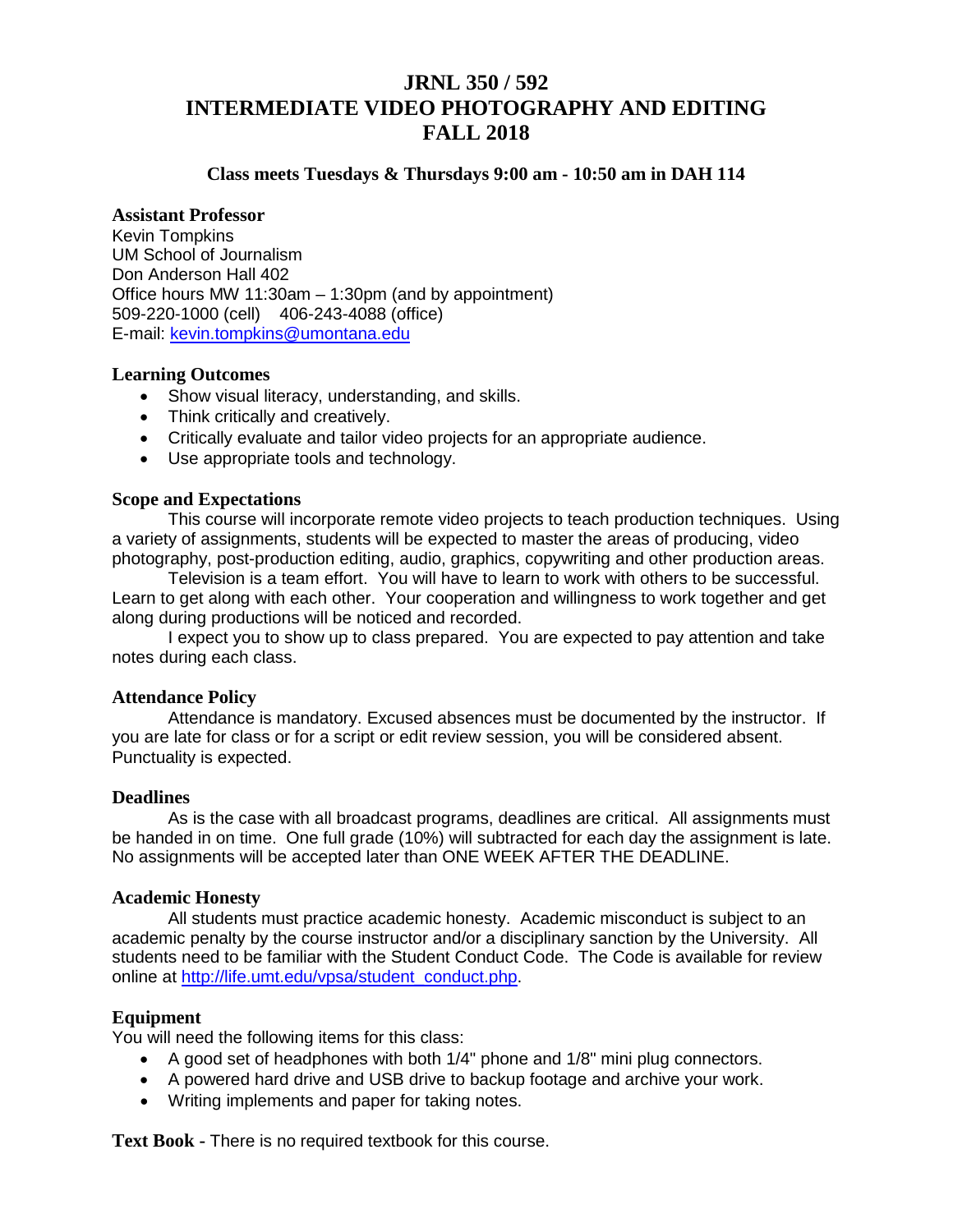# JRNL 350 / 592
# INTERMEDIATE VIDEO PHOTOGRAPHY AND EDITING
# FALL 2018

**Class meets Tuesdays & Thursdays 9:00 am - 10:50 am in DAH 114**

**Assistant Professor**
Kevin Tompkins
UM School of Journalism
Don Anderson Hall 402
Office hours MW 11:30am – 1:30pm (and by appointment)
509-220-1000 (cell) 406-243-4088 (office)
E-mail: kevin.tompkins@umontana.edu

**Learning Outcomes**

- Show visual literacy, understanding, and skills.
- Think critically and creatively.
- Critically evaluate and tailor video projects for an appropriate audience.
- Use appropriate tools and technology.

**Scope and Expectations**

This course will incorporate remote video projects to teach production techniques. Using a variety of assignments, students will be expected to master the areas of producing, video photography, post-production editing, audio, graphics, copywriting and other production areas.

Television is a team effort. You will have to learn to work with others to be successful. Learn to get along with each other. Your cooperation and willingness to work together and get along during productions will be noticed and recorded.

I expect you to show up to class prepared. You are expected to pay attention and take notes during each class.

**Attendance Policy**

Attendance is mandatory. Excused absences must be documented by the instructor. If you are late for class or for a script or edit review session, you will be considered absent. Punctuality is expected.

**Deadlines**

As is the case with all broadcast programs, deadlines are critical. All assignments must be handed in on time. One full grade (10%) will subtracted for each day the assignment is late. No assignments will be accepted later than ONE WEEK AFTER THE DEADLINE.

**Academic Honesty**

All students must practice academic honesty. Academic misconduct is subject to an academic penalty by the course instructor and/or a disciplinary sanction by the University. All students need to be familiar with the Student Conduct Code. The Code is available for review online at http://life.umt.edu/vpsa/student_conduct.php.

**Equipment**

You will need the following items for this class:

- A good set of headphones with both 1/4" phone and 1/8" mini plug connectors.
- A powered hard drive and USB drive to backup footage and archive your work.
- Writing implements and paper for taking notes.

**Text Book -** There is no required textbook for this course.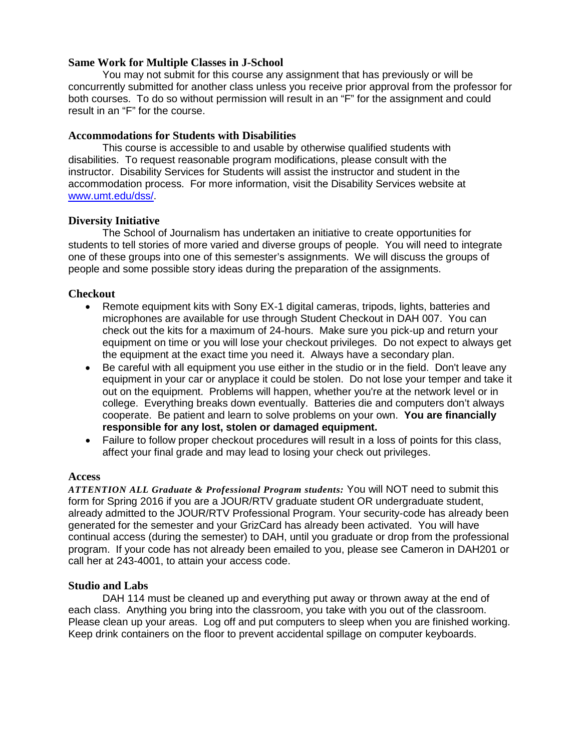### Same Work for Multiple Classes in J-School

You may not submit for this course any assignment that has previously or will be concurrently submitted for another class unless you receive prior approval from the professor for both courses. To do so without permission will result in an "F" for the assignment and could result in an "F" for the course.

### Accommodations for Students with Disabilities

This course is accessible to and usable by otherwise qualified students with disabilities. To request reasonable program modifications, please consult with the instructor. Disability Services for Students will assist the instructor and student in the accommodation process. For more information, visit the Disability Services website at www.umt.edu/dss/.

### Diversity Initiative

The School of Journalism has undertaken an initiative to create opportunities for students to tell stories of more varied and diverse groups of people. You will need to integrate one of these groups into one of this semester's assignments. We will discuss the groups of people and some possible story ideas during the preparation of the assignments.

### Checkout

- Remote equipment kits with Sony EX-1 digital cameras, tripods, lights, batteries and microphones are available for use through Student Checkout in DAH 007. You can check out the kits for a maximum of 24-hours. Make sure you pick-up and return your equipment on time or you will lose your checkout privileges. Do not expect to always get the equipment at the exact time you need it. Always have a secondary plan.
- Be careful with all equipment you use either in the studio or in the field. Don't leave any equipment in your car or anyplace it could be stolen. Do not lose your temper and take it out on the equipment. Problems will happen, whether you're at the network level or in college. Everything breaks down eventually. Batteries die and computers don't always cooperate. Be patient and learn to solve problems on your own. **You are financially responsible for any lost, stolen or damaged equipment.**
- Failure to follow proper checkout procedures will result in a loss of points for this class, affect your final grade and may lead to losing your check out privileges.

### Access

***ATTENTION ALL Graduate & Professional Program students:*** You will NOT need to submit this form for Spring 2016 if you are a JOUR/RTV graduate student OR undergraduate student, already admitted to the JOUR/RTV Professional Program. Your security-code has already been generated for the semester and your GrizCard has already been activated. You will have continual access (during the semester) to DAH, until you graduate or drop from the professional program. If your code has not already been emailed to you, please see Cameron in DAH201 or call her at 243-4001, to attain your access code.

### Studio and Labs

DAH 114 must be cleaned up and everything put away or thrown away at the end of each class. Anything you bring into the classroom, you take with you out of the classroom. Please clean up your areas. Log off and put computers to sleep when you are finished working. Keep drink containers on the floor to prevent accidental spillage on computer keyboards.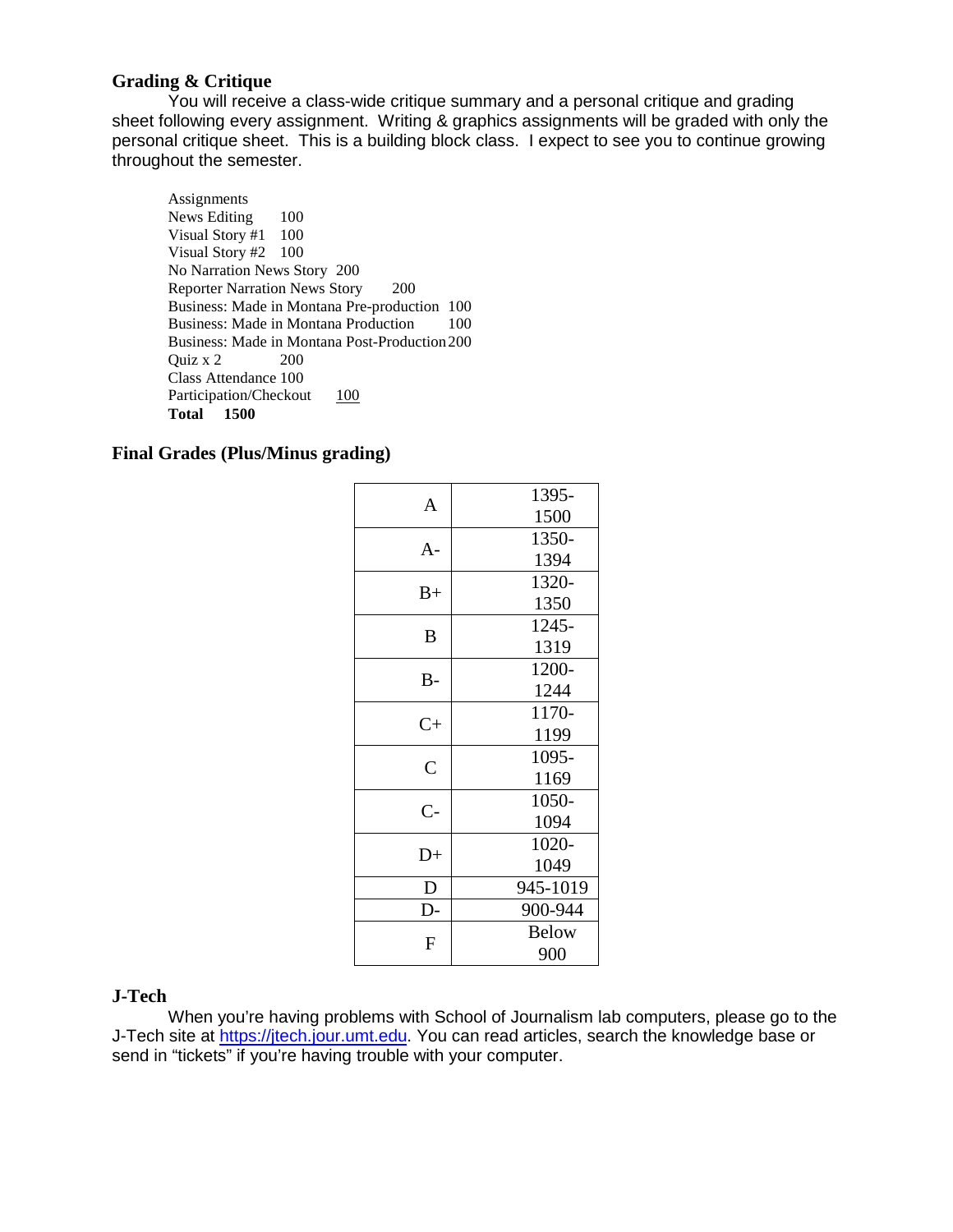### Grading & Critique

You will receive a class-wide critique summary and a personal critique and grading sheet following every assignment. Writing & graphics assignments will be graded with only the personal critique sheet. This is a building block class. I expect to see you to continue growing throughout the semester.

| Assignments | |
|---|---|
| News Editing | 100 |
| Visual Story #1 | 100 |
| Visual Story #2 | 100 |
| No Narration News Story | 200 |
| Reporter Narration News Story | 200 |
| Business: Made in Montana Pre-production | 100 |
| Business: Made in Montana Production | 100 |
| Business: Made in Montana Post-Production | 200 |
| Quiz x 2 | 200 |
| Class Attendance | 100 |
| Participation/Checkout | 100 |
| **Total** | **1500** |

### Final Grades (Plus/Minus grading)

| Grade | Points |
|---|---|
| A | 1395-1500 |
| A- | 1350-1394 |
| B+ | 1320-1350 |
| B | 1245-1319 |
| B- | 1200-1244 |
| C+ | 1170-1199 |
| C | 1095-1169 |
| C- | 1050-1094 |
| D+ | 1020-1049 |
| D | 945-1019 |
| D- | 900-944 |
| F | Below 900 |

### J-Tech

When you're having problems with School of Journalism lab computers, please go to the J-Tech site at https://jtech.jour.umt.edu. You can read articles, search the knowledge base or send in "tickets" if you're having trouble with your computer.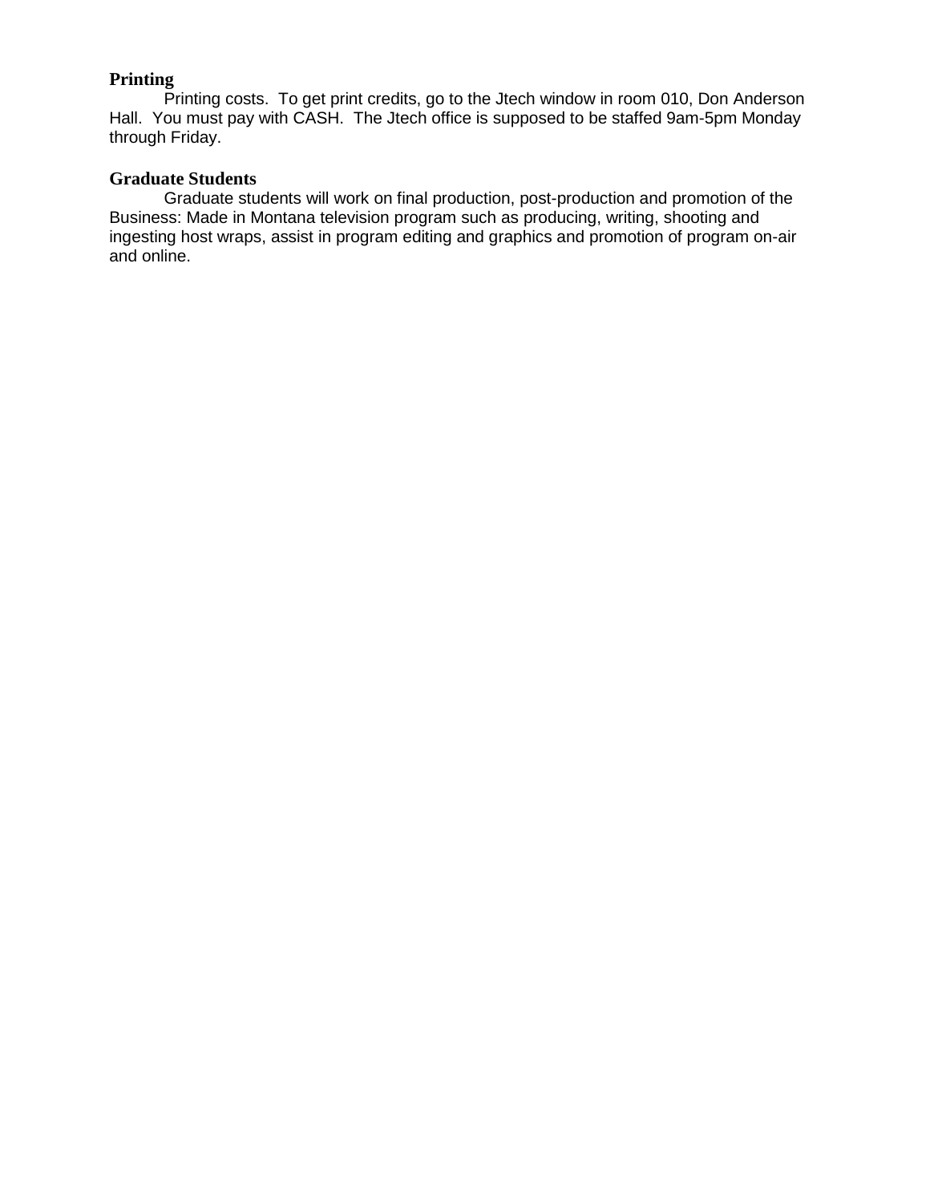**Printing**

Printing costs. To get print credits, go to the Jtech window in room 010, Don Anderson Hall. You must pay with CASH. The Jtech office is supposed to be staffed 9am-5pm Monday through Friday.

**Graduate Students**

Graduate students will work on final production, post-production and promotion of the Business: Made in Montana television program such as producing, writing, shooting and ingesting host wraps, assist in program editing and graphics and promotion of program on-air and online.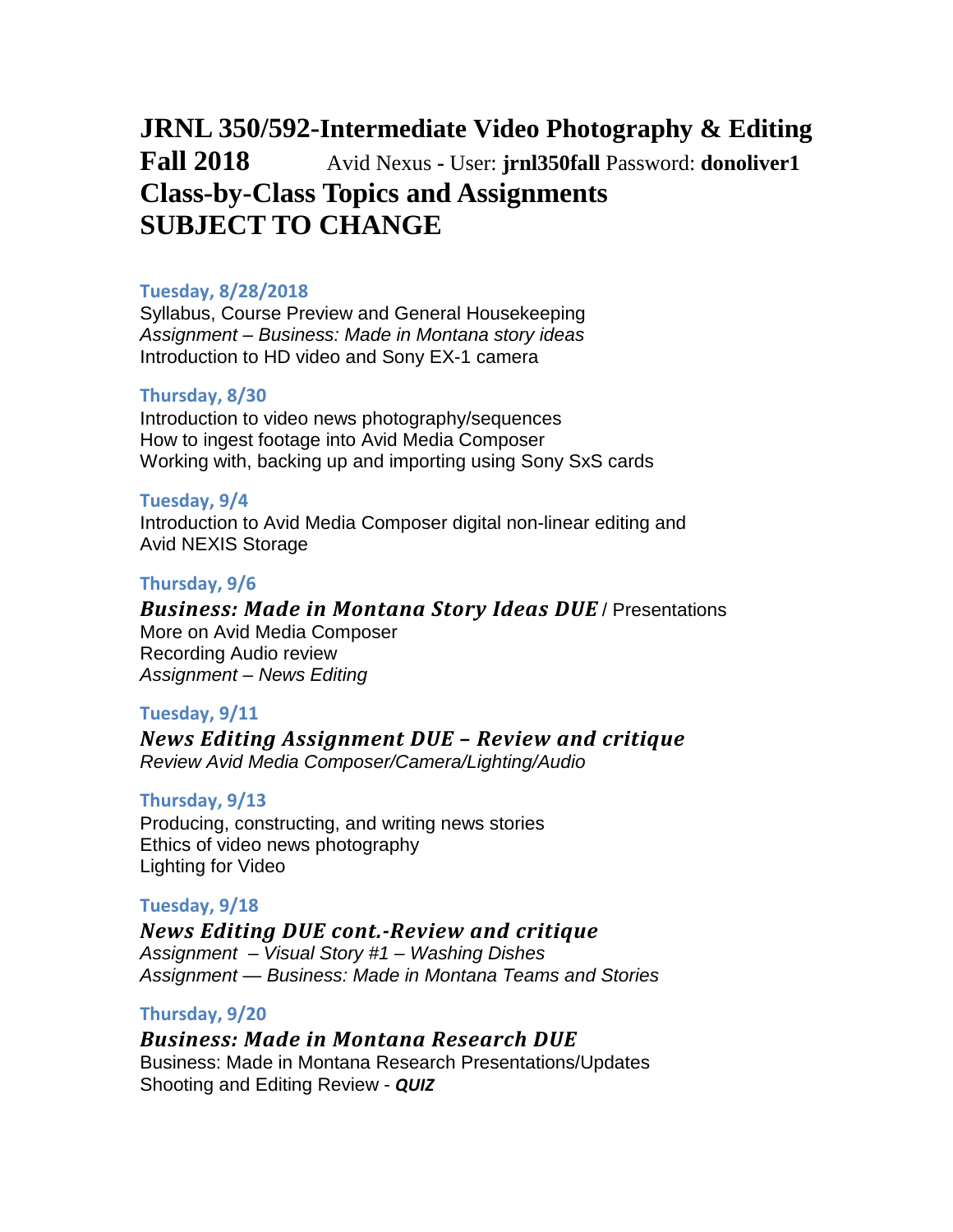# JRNL 350/592-Intermediate Video Photography & Editing

**Fall 2018** Avid Nexus - User: **jrnl350fall** Password: **donoliver1**

## Class-by-Class Topics and Assignments
## SUBJECT TO CHANGE

**Tuesday, 8/28/2018**

Syllabus, Course Preview and General Housekeeping
*Assignment – Business: Made in Montana story ideas*
Introduction to HD video and Sony EX-1 camera

**Thursday, 8/30**

Introduction to video news photography/sequences
How to ingest footage into Avid Media Composer
Working with, backing up and importing using Sony SxS cards

**Tuesday, 9/4**

Introduction to Avid Media Composer digital non-linear editing and Avid NEXIS Storage

**Thursday, 9/6**

***Business: Made in Montana Story Ideas DUE*** / Presentations
More on Avid Media Composer
Recording Audio review
*Assignment – News Editing*

**Tuesday, 9/11**

***News Editing Assignment DUE – Review and critique***
*Review Avid Media Composer/Camera/Lighting/Audio*

**Thursday, 9/13**

Producing, constructing, and writing news stories
Ethics of video news photography
Lighting for Video

**Tuesday, 9/18**

***News Editing DUE cont.-Review and critique***
*Assignment – Visual Story #1 – Washing Dishes*
*Assignment — Business: Made in Montana Teams and Stories*

**Thursday, 9/20**

***Business: Made in Montana Research DUE***
Business: Made in Montana Research Presentations/Updates
Shooting and Editing Review - ***QUIZ***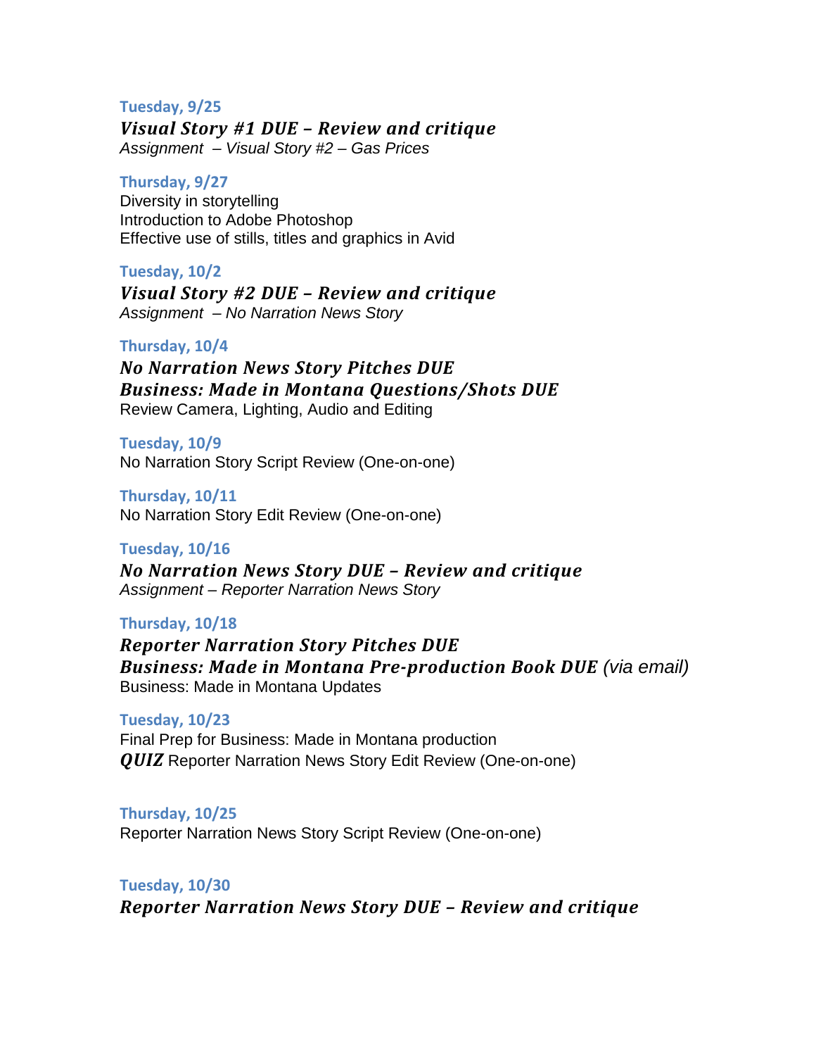**Tuesday, 9/25**

***Visual Story #1 DUE – Review and critique***
*Assignment – Visual Story #2 – Gas Prices*

**Thursday, 9/27**

Diversity in storytelling
Introduction to Adobe Photoshop
Effective use of stills, titles and graphics in Avid

**Tuesday, 10/2**

***Visual Story #2 DUE – Review and critique***
*Assignment – No Narration News Story*

**Thursday, 10/4**

***No Narration News Story Pitches DUE***
***Business: Made in Montana Questions/Shots DUE***
Review Camera, Lighting, Audio and Editing

**Tuesday, 10/9**

No Narration Story Script Review (One-on-one)

**Thursday, 10/11**

No Narration Story Edit Review (One-on-one)

**Tuesday, 10/16**

***No Narration News Story DUE – Review and critique***
*Assignment – Reporter Narration News Story*

**Thursday, 10/18**

***Reporter Narration Story Pitches DUE***
***Business: Made in Montana Pre-production Book DUE*** *(via email)*
Business: Made in Montana Updates

**Tuesday, 10/23**

Final Prep for Business: Made in Montana production
***QUIZ*** Reporter Narration News Story Edit Review (One-on-one)

**Thursday, 10/25**

Reporter Narration News Story Script Review (One-on-one)

**Tuesday, 10/30**

***Reporter Narration News Story DUE – Review and critique***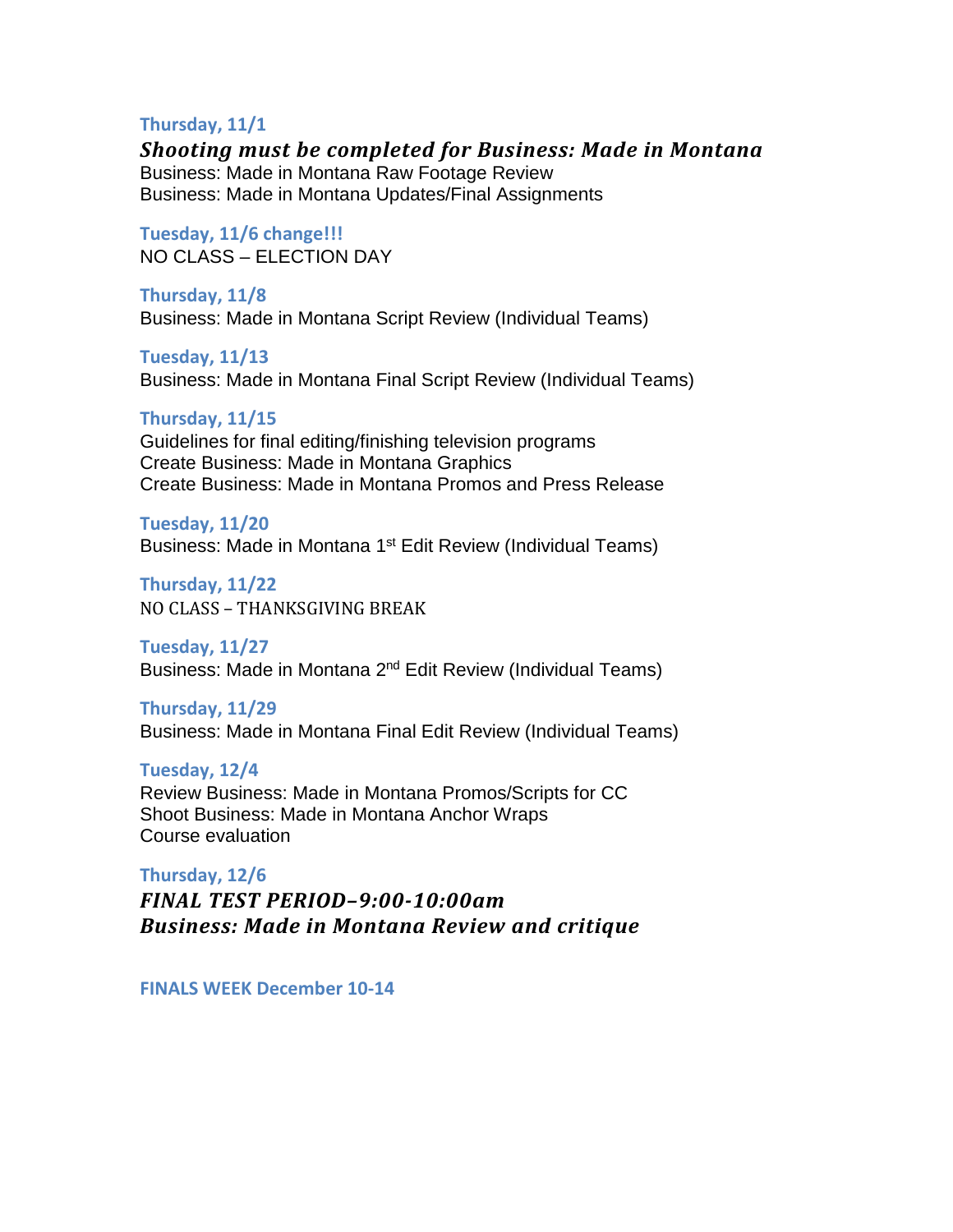**Thursday, 11/1**

***Shooting must be completed for Business: Made in Montana***

Business: Made in Montana Raw Footage Review
Business: Made in Montana Updates/Final Assignments

**Tuesday, 11/6 change!!!**

NO CLASS – ELECTION DAY

**Thursday, 11/8**

Business: Made in Montana Script Review (Individual Teams)

**Tuesday, 11/13**

Business: Made in Montana Final Script Review (Individual Teams)

**Thursday, 11/15**

Guidelines for final editing/finishing television programs
Create Business: Made in Montana Graphics
Create Business: Made in Montana Promos and Press Release

**Tuesday, 11/20**

Business: Made in Montana 1st Edit Review (Individual Teams)

**Thursday, 11/22**

NO CLASS – THANKSGIVING BREAK

**Tuesday, 11/27**

Business: Made in Montana 2nd Edit Review (Individual Teams)

**Thursday, 11/29**

Business: Made in Montana Final Edit Review (Individual Teams)

**Tuesday, 12/4**

Review Business: Made in Montana Promos/Scripts for CC
Shoot Business: Made in Montana Anchor Wraps
Course evaluation

**Thursday, 12/6**

***FINAL TEST PERIOD–9:00-10:00am***
***Business: Made in Montana Review and critique***

**FINALS WEEK December 10-14**